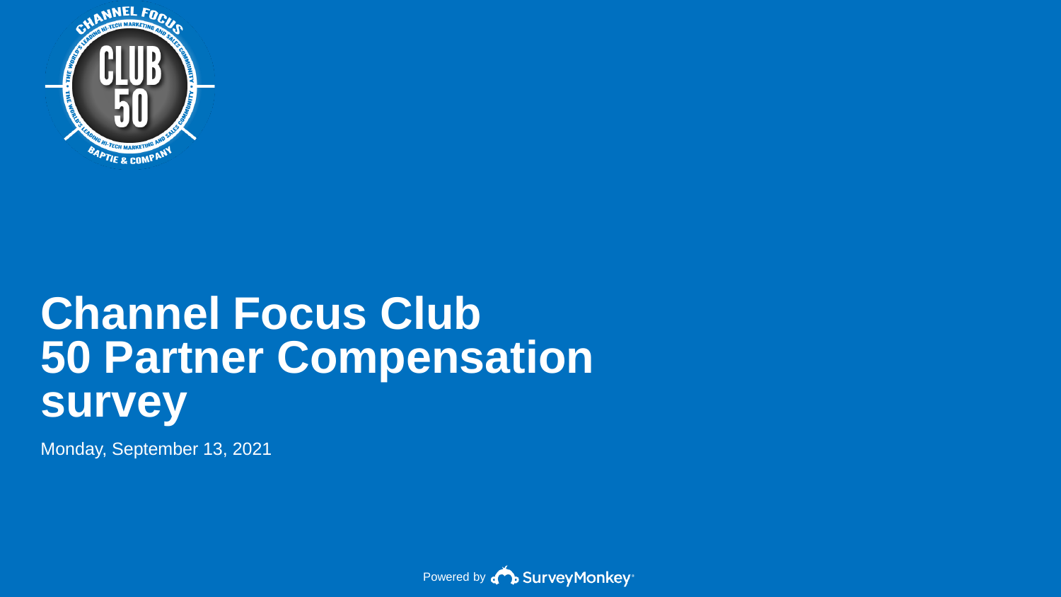# Channel Focus Club 50 Partner Compensation survey

Monday, September 13, 2021

Powered by SurveyMonkey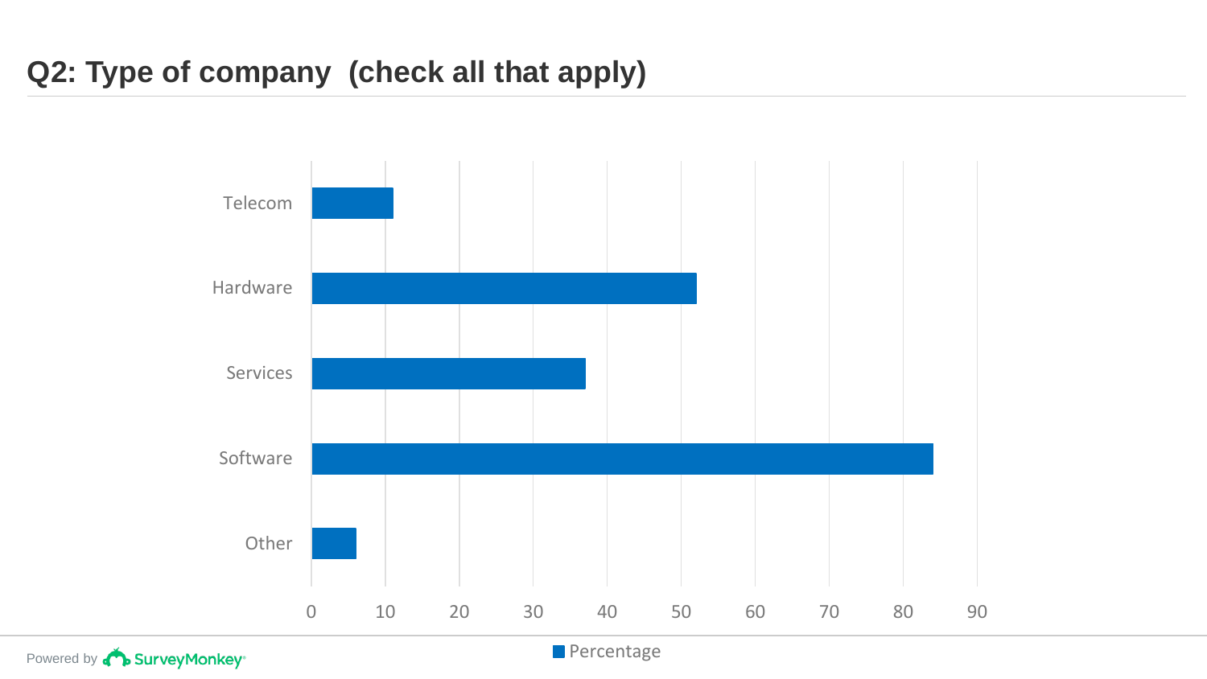# Q2: Type of company (check all that apply)

| Type | Percentage |
| --- | --- |
| Telecom | 11 |
| Hardware | 52 |
| Services | 37 |
| Software | 84 |
| Other | 6 |

Powered by SurveyMonkey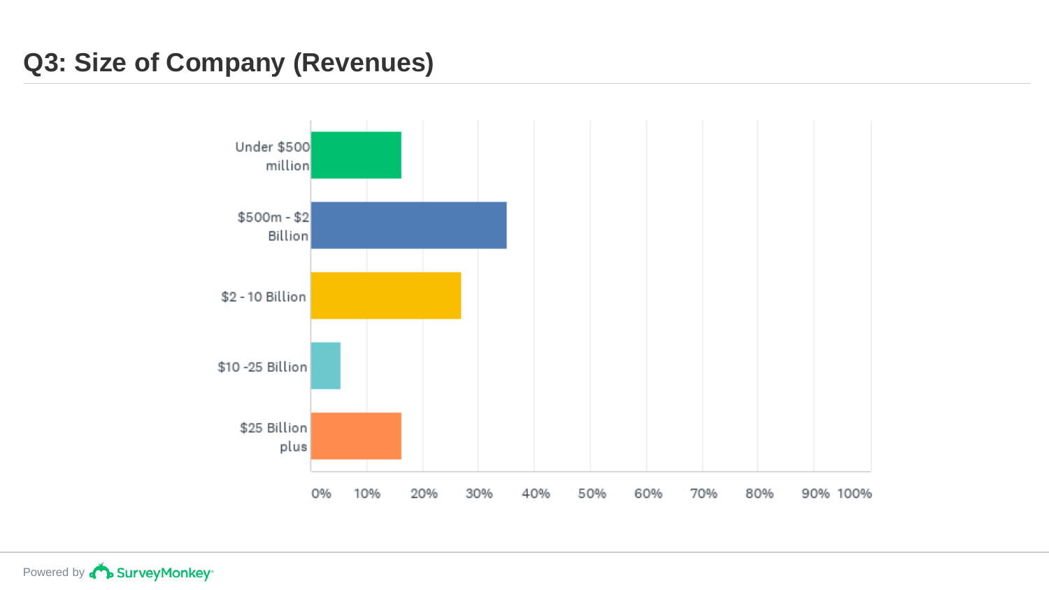# Q3: Size of Company (Revenues)

Under $500 million

$500m - $2 Billion

$2 - 10 Billion

$10 -25 Billion

$25 Billion plus

0% 10% 20% 30% 40% 50% 60% 70% 80% 90% 100%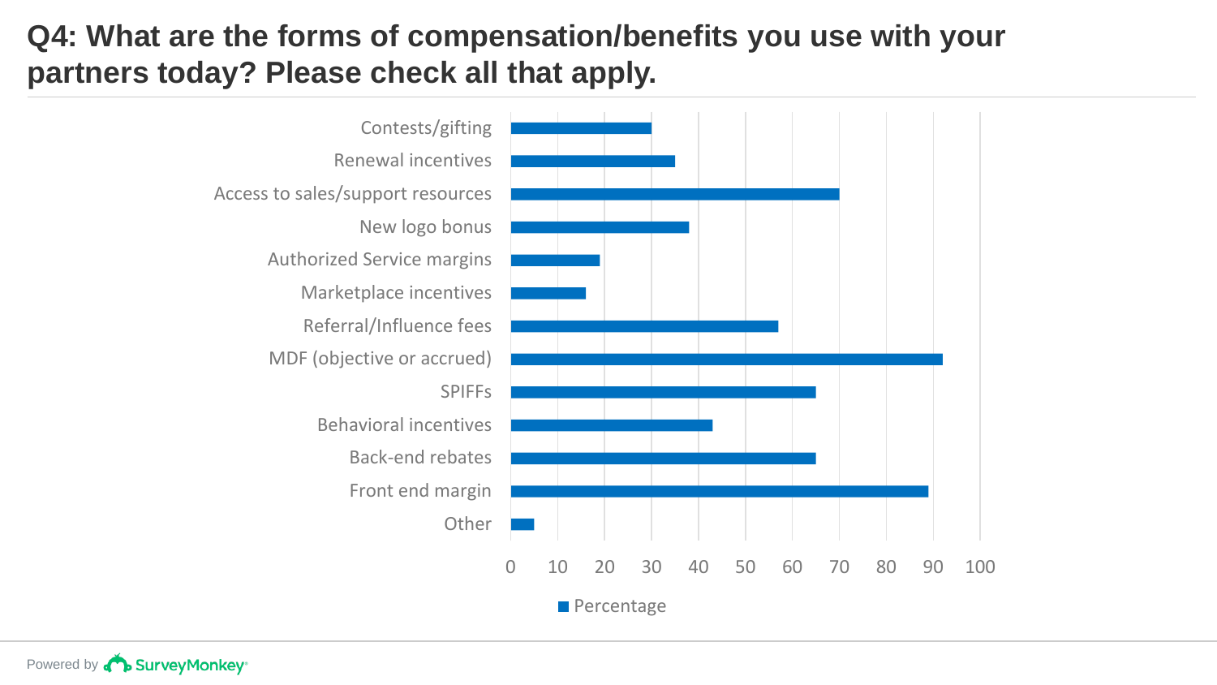# Q4: What are the forms of compensation/benefits you use with your partners today? Please check all that apply.

| Form of compensation/benefit | Percentage |
|---|---|
| Contests/gifting | 30 |
| Renewal incentives | 35 |
| Access to sales/support resources | 70 |
| New logo bonus | 38 |
| Authorized Service margins | 19 |
| Marketplace incentives | 16 |
| Referral/Influence fees | 57 |
| MDF (objective or accrued) | 92 |
| SPIFFs | 65 |
| Behavioral incentives | 43 |
| Back-end rebates | 65 |
| Front end margin | 89 |
| Other | 5 |

Powered by SurveyMonkey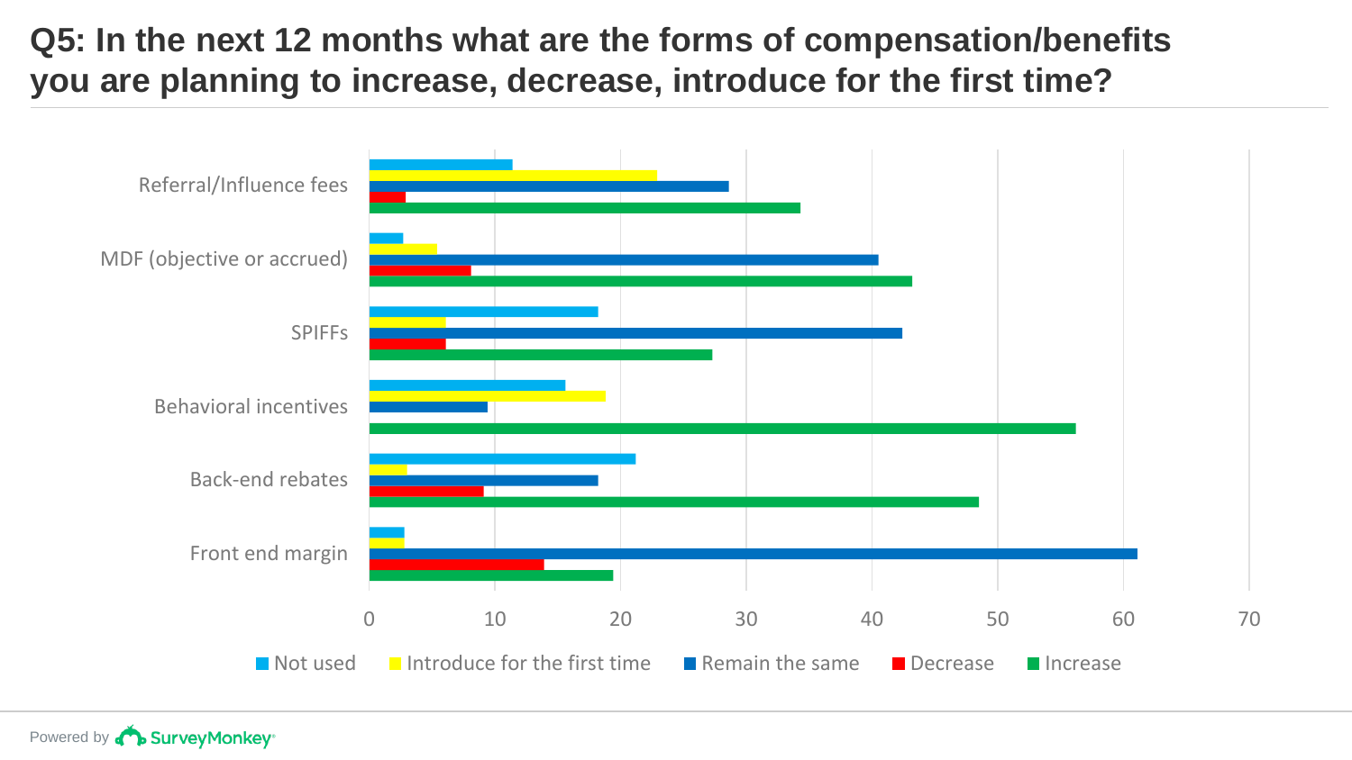# Q5: In the next 12 months what are the forms of compensation/benefits you are planning to increase, decrease, introduce for the first time?

| | Not used | Introduce for the first time | Remain the same | Decrease | Increase |
|---|---|---|---|---|---|
| Referral/Influence fees | 11.4 | 22.9 | 28.6 | 2.9 | 34.3 |
| MDF (objective or accrued) | 2.7 | 5.4 | 40.5 | 8.1 | 43.2 |
| SPIFFs | 18.2 | 6.1 | 42.4 | 6.1 | 27.3 |
| Behavioral incentives | 15.6 | 18.8 | 9.4 | | 56.3 |
| Back-end rebates | 21.2 | 3.0 | 18.2 | 9.1 | 48.5 |
| Front end margin | 2.8 | 2.8 | 61.1 | 13.9 | 19.4 |

Powered by SurveyMonkey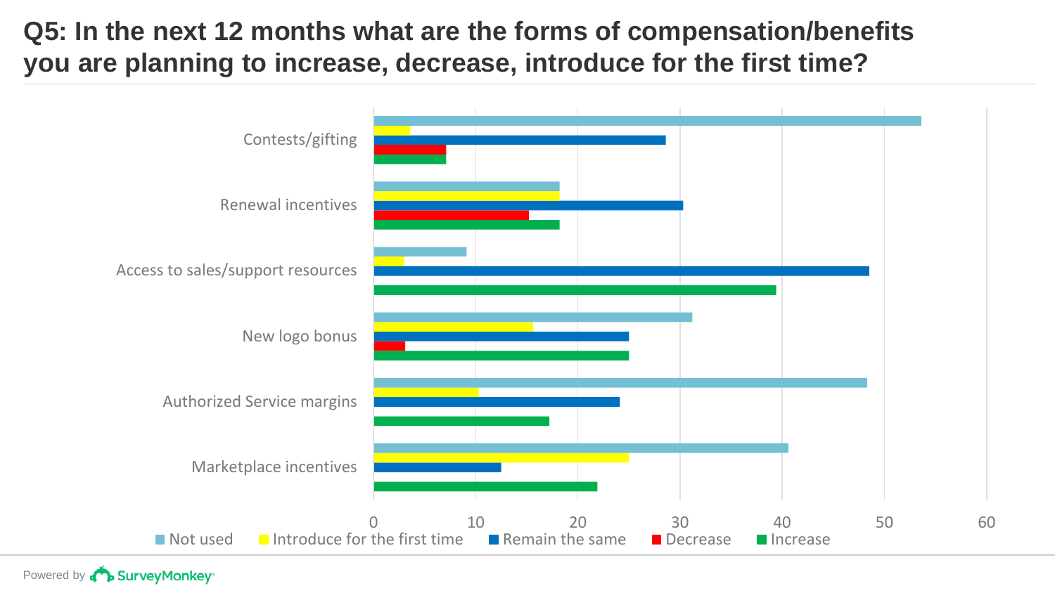# Q5: In the next 12 months what are the forms of compensation/benefits you are planning to increase, decrease, introduce for the first time?

Contests/gifting

Renewal incentives

Access to sales/support resources

New logo bonus

Authorized Service margins

Marketplace incentives

0 10 20 30 40 50 60

Not used | Introduce for the first time | Remain the same | Decrease | Increase

Powered by SurveyMonkey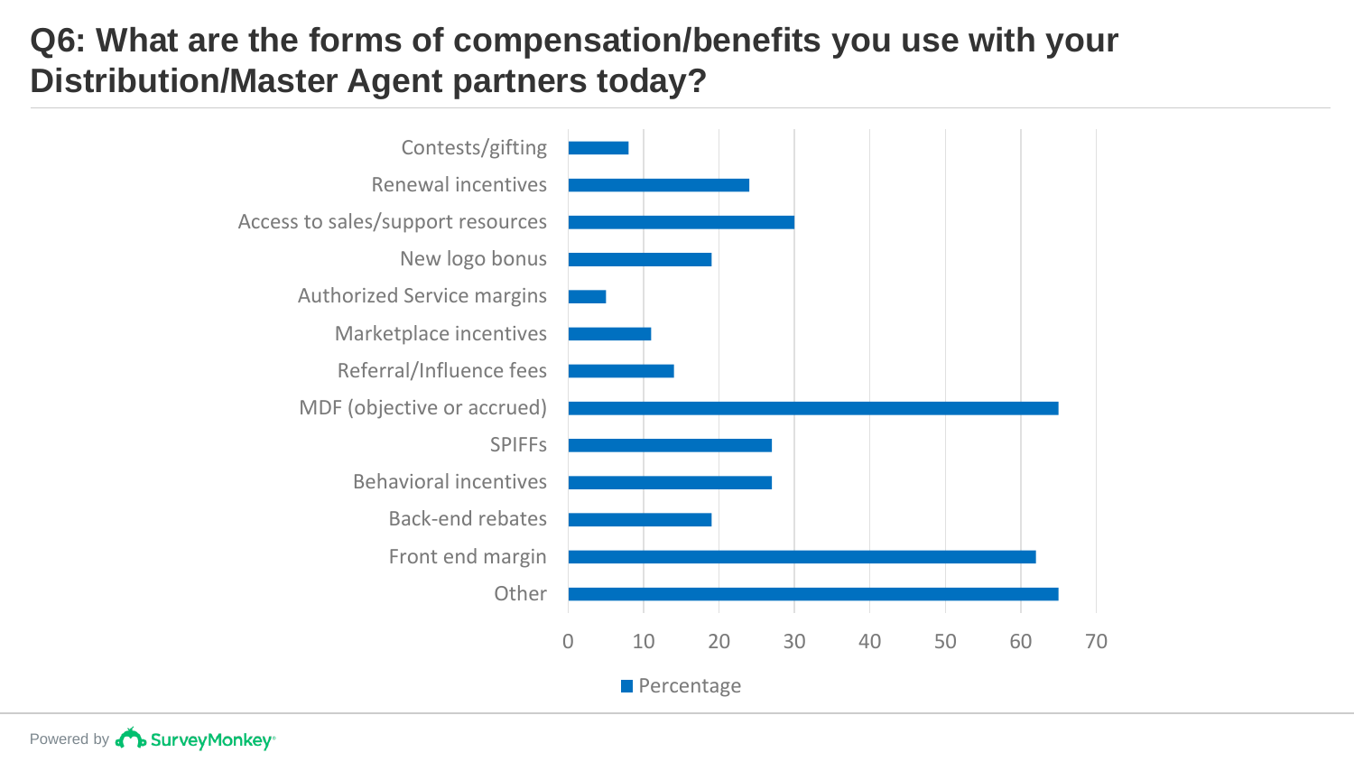# Q6: What are the forms of compensation/benefits you use with your Distribution/Master Agent partners today?

| Category | Percentage |
|---|---|
| Contests/gifting | 8 |
| Renewal incentives | 24 |
| Access to sales/support resources | 30 |
| New logo bonus | 19 |
| Authorized Service margins | 5 |
| Marketplace incentives | 11 |
| Referral/Influence fees | 14 |
| MDF (objective or accrued) | 65 |
| SPIFFs | 27 |
| Behavioral incentives | 27 |
| Back-end rebates | 19 |
| Front end margin | 62 |
| Other | 65 |

Powered by SurveyMonkey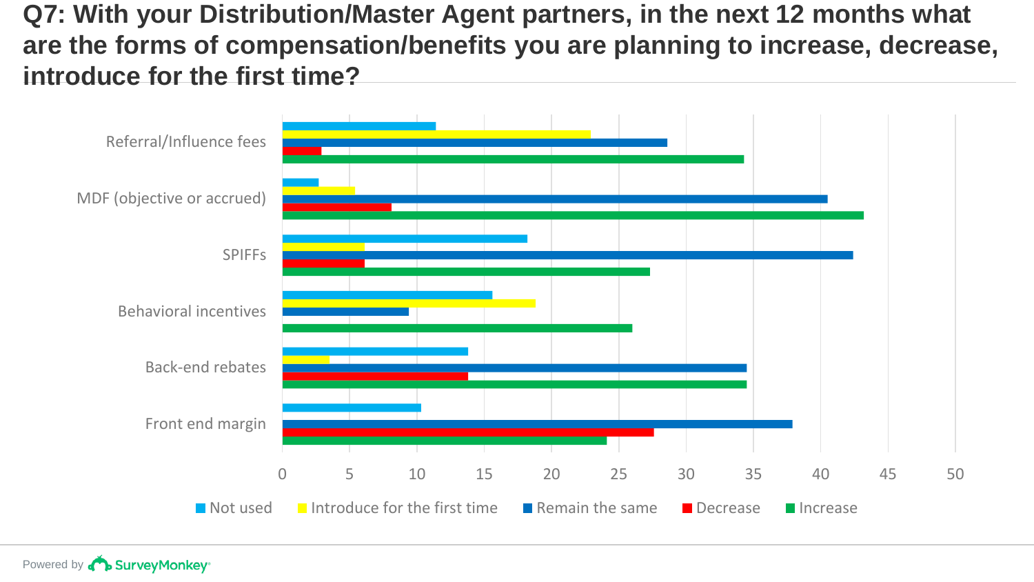# Q7: With your Distribution/Master Agent partners, in the next 12 months what are the forms of compensation/benefits you are planning to increase, decrease, introduce for the first time?

Referral/Influence fees

MDF (objective or accrued)

SPIFFs

Behavioral incentives

Back-end rebates

Front end margin

0 5 10 15 20 25 30 35 40 45 50

■ Not used ■ Introduce for the first time ■ Remain the same ■ Decrease ■ Increase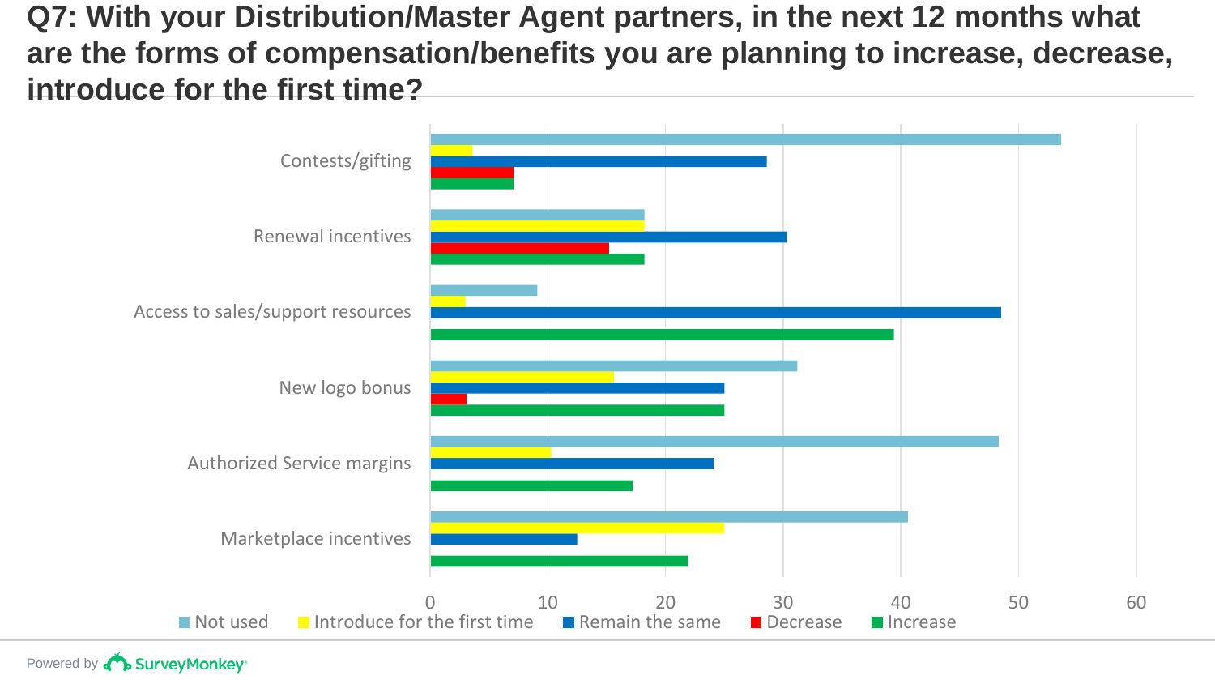# Q7: With your Distribution/Master Agent partners, in the next 12 months what are the forms of compensation/benefits you are planning to increase, decrease, introduce for the first time?

Contests/gifting

Renewal incentives

Access to sales/support resources

New logo bonus

Authorized Service margins

Marketplace incentives

0 10 20 30 40 50 60

Not used | Introduce for the first time | Remain the same | Decrease | Increase

Powered by SurveyMonkey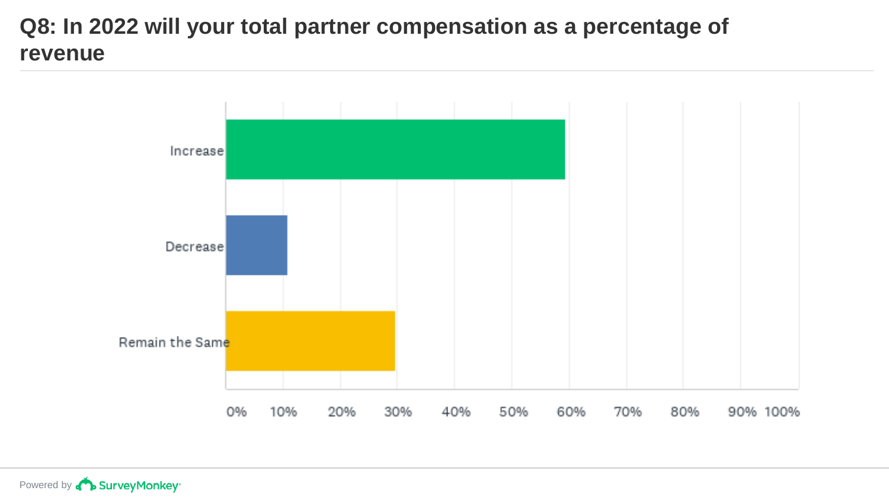# Q8: In 2022 will your total partner compensation as a percentage of revenue

Increase

Decrease

Remain the Same

0% 10% 20% 30% 40% 50% 60% 70% 80% 90% 100%

Powered by SurveyMonkey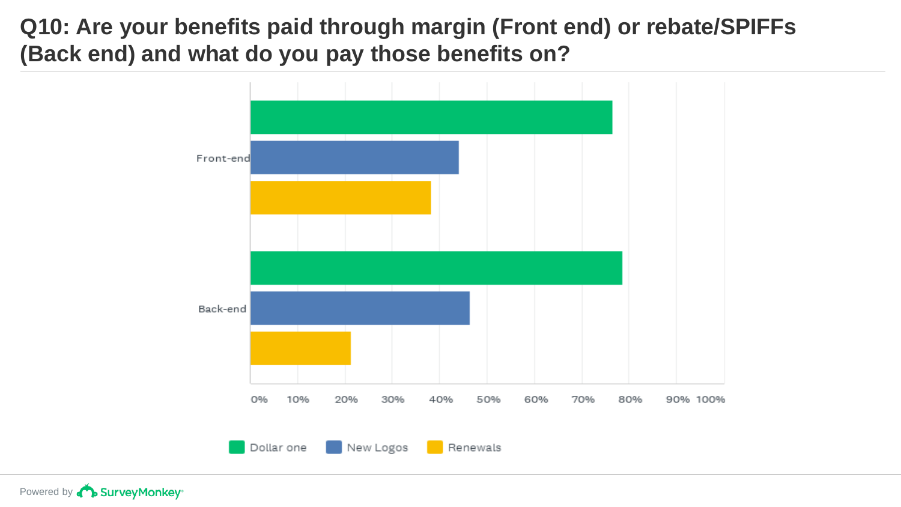# Q10: Are your benefits paid through margin (Front end) or rebate/SPIFFs (Back end) and what do you pay those benefits on?

Front-end

Back-end

0% 10% 20% 30% 40% 50% 60% 70% 80% 90% 100%

Dollar one New Logos Renewals

Powered by SurveyMonkey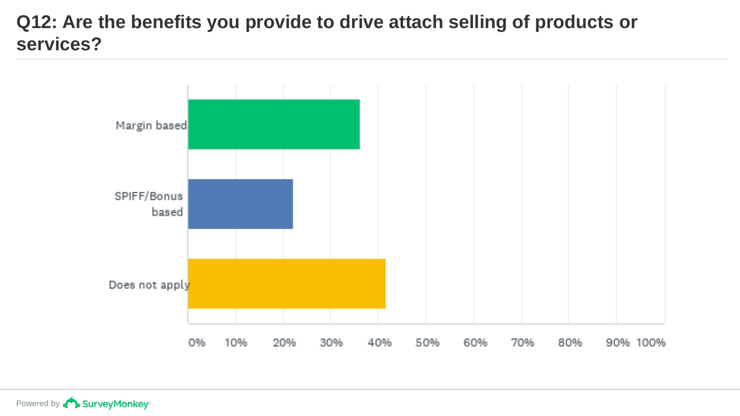# Q12: Are the benefits you provide to drive attach selling of products or services?

Margin based

SPIFF/Bonus based

Does not apply

0% 10% 20% 30% 40% 50% 60% 70% 80% 90% 100%

Powered by SurveyMonkey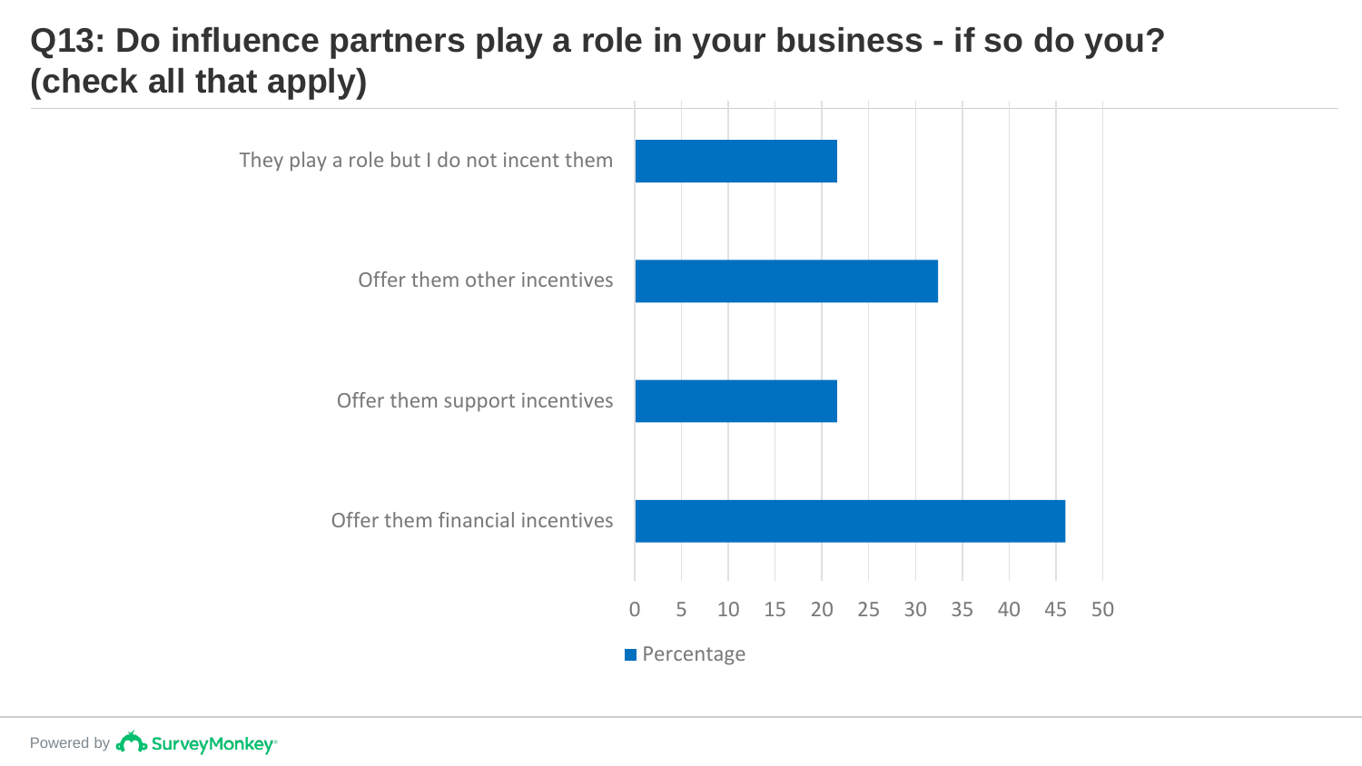# Q13: Do influence partners play a role in your business - if so do you? (check all that apply)

| Response | Percentage |
| --- | --- |
| They play a role but I do not incent them | ~21.7 |
| Offer them other incentives | ~32.4 |
| Offer them support incentives | ~21.7 |
| Offer them financial incentives | ~46 |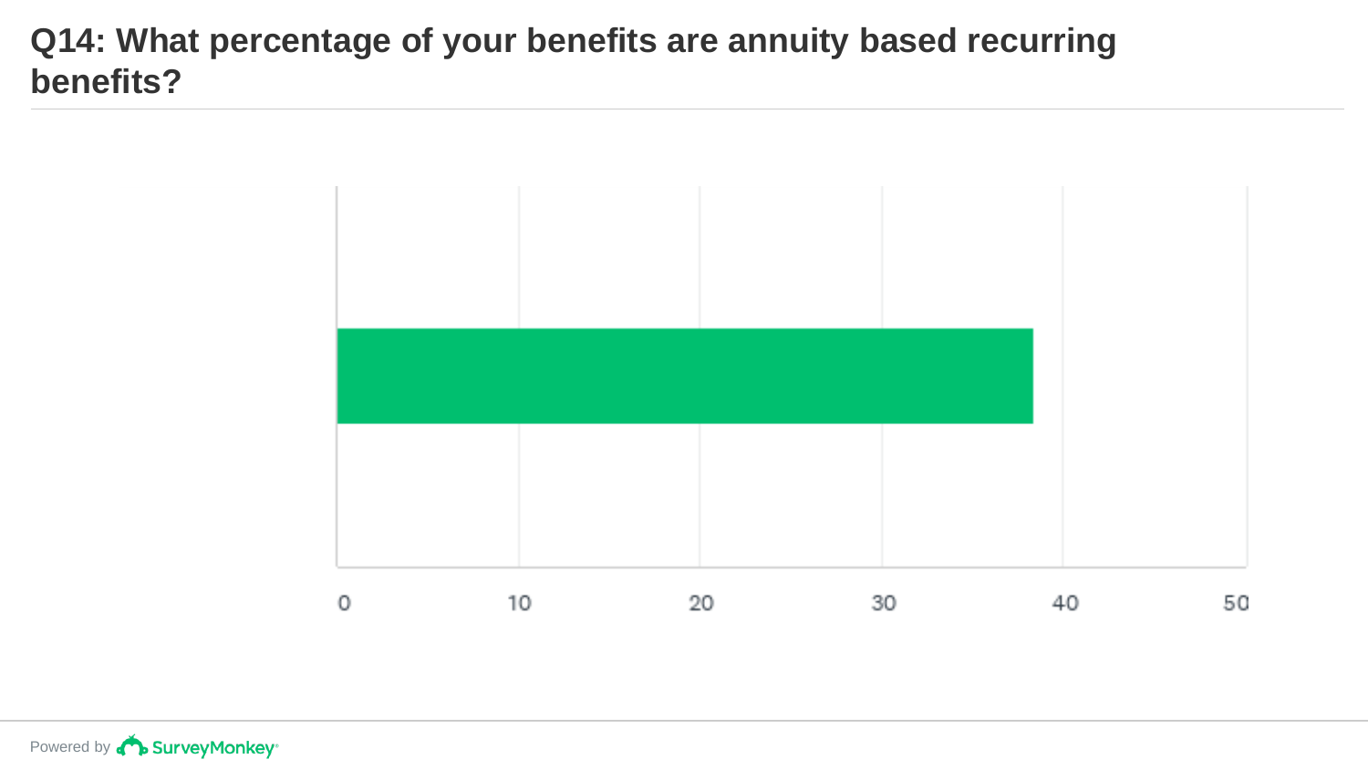## Q14: What percentage of your benefits are annuity based recurring benefits?

0 10 20 30 40 50

Powered by SurveyMonkey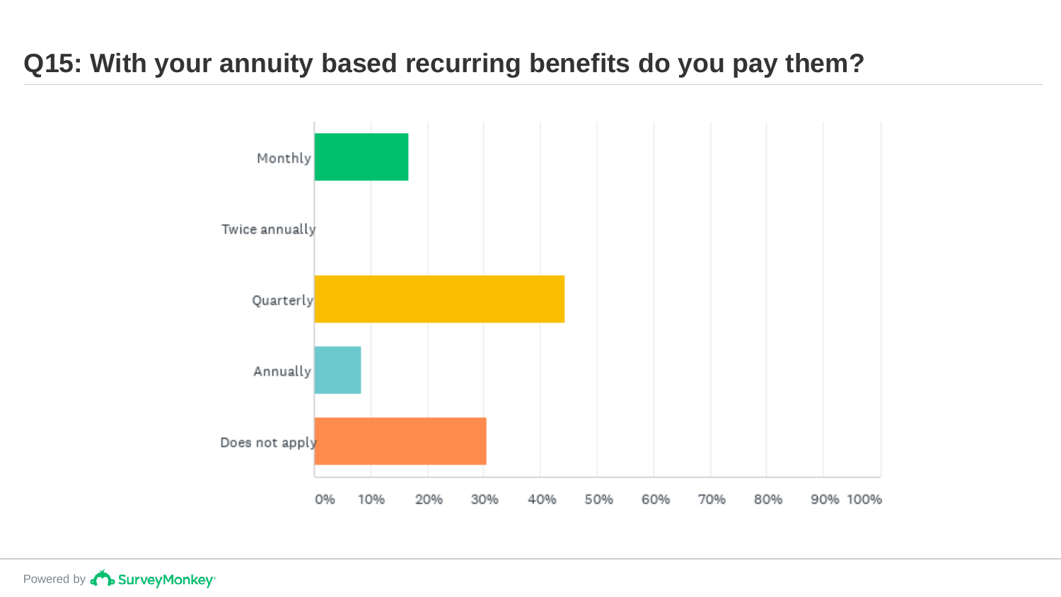## Q15: With your annuity based recurring benefits do you pay them?

Monthly

Twice annually

Quarterly

Annually

Does not apply

0% 10% 20% 30% 40% 50% 60% 70% 80% 90% 100%

Powered by SurveyMonkey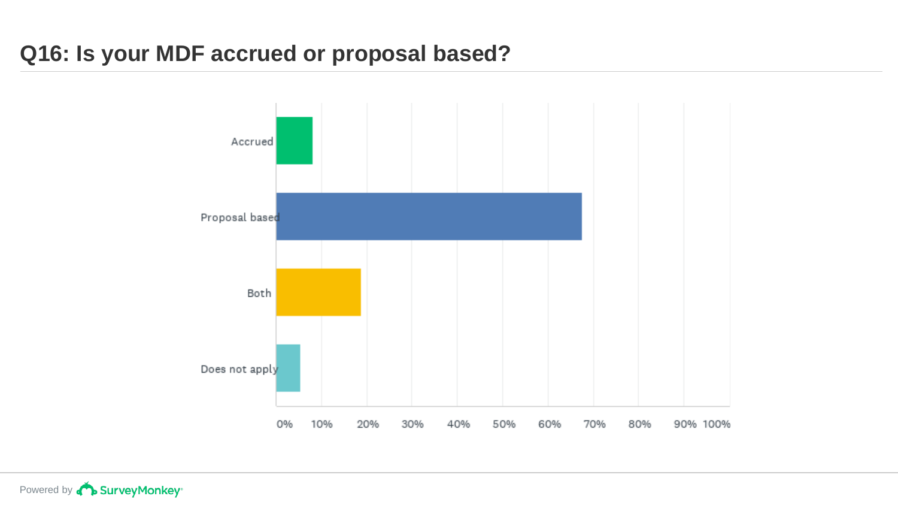# Q16: Is your MDF accrued or proposal based?

Accrued

Proposal based

Both

Does not apply

0% 10% 20% 30% 40% 50% 60% 70% 80% 90% 100%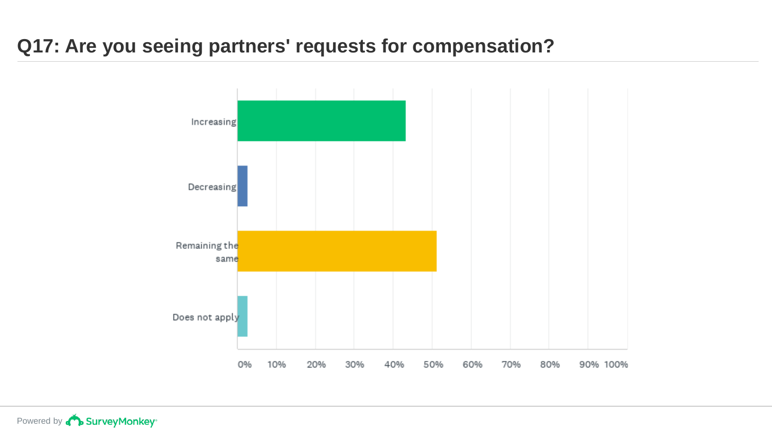## Q17: Are you seeing partners' requests for compensation?

Increasing

Decreasing

Remaining the same

Does not apply

0% 10% 20% 30% 40% 50% 60% 70% 80% 90% 100%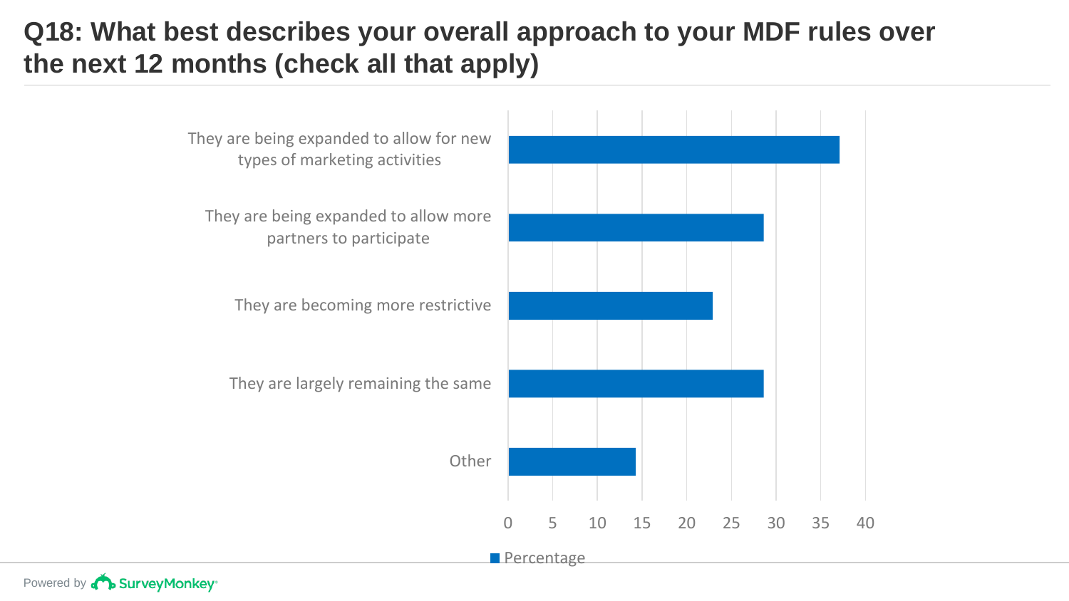# Q18: What best describes your overall approach to your MDF rules over the next 12 months (check all that apply)

| Response | Percentage |
|---|---|
| They are being expanded to allow for new types of marketing activities | ~37 |
| They are being expanded to allow more partners to participate | ~28.5 |
| They are becoming more restrictive | ~23 |
| They are largely remaining the same | ~28.5 |
| Other | ~14 |

Powered by SurveyMonkey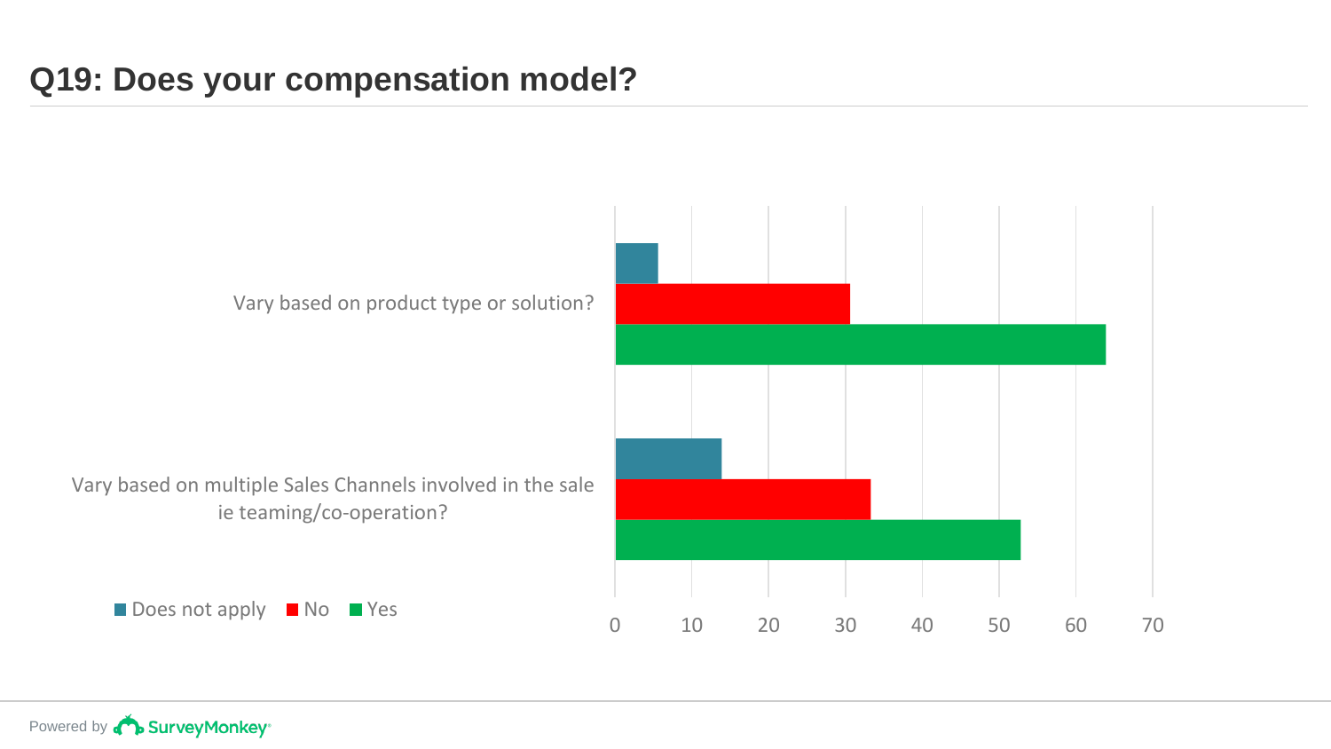# Q19: Does your compensation model?

Vary based on product type or solution?

Vary based on multiple Sales Channels involved in the sale ie teaming/co-operation?

Does not apply | No | Yes

0 10 20 30 40 50 60 70

Powered by SurveyMonkey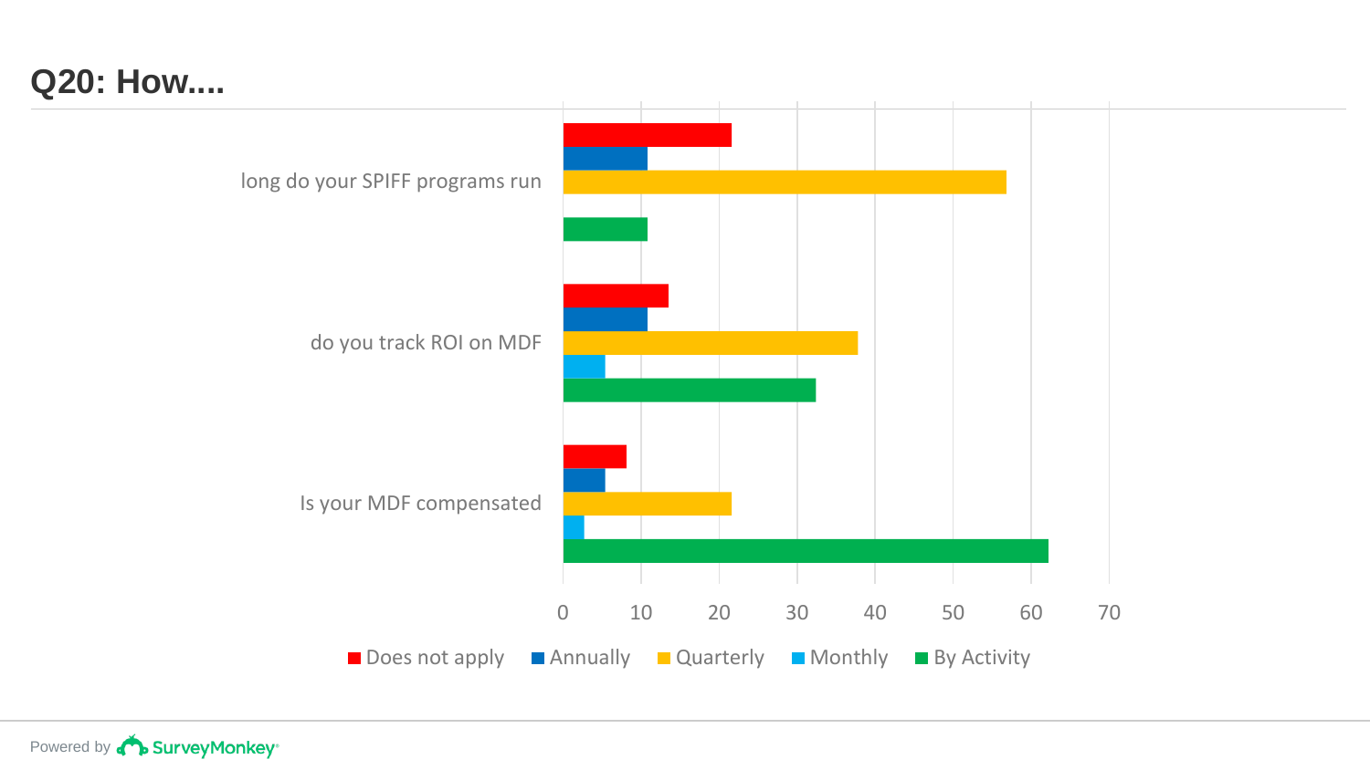# Q20: How....

long do your SPIFF programs run

do you track ROI on MDF

Is your MDF compensated

0
10
20
30
40
50
60
70

Does not apply
Annually
Quarterly
Monthly
By Activity

Powered by SurveyMonkey